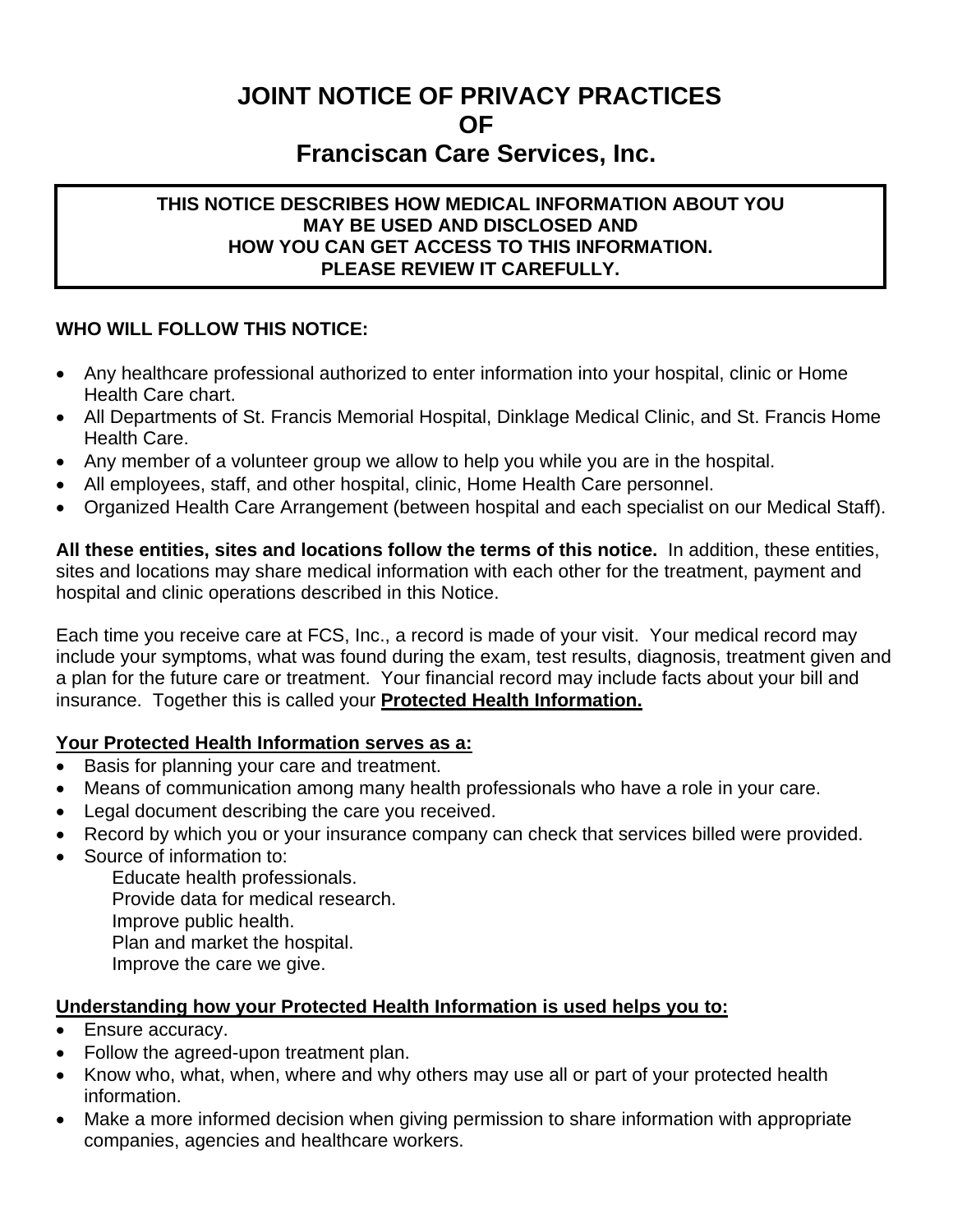# JOINT NOTICE OF PRIVACY PRACTICES
# OF
# Franciscan Care Services, Inc.

**THIS NOTICE DESCRIBES HOW MEDICAL INFORMATION ABOUT YOU MAY BE USED AND DISCLOSED AND HOW YOU CAN GET ACCESS TO THIS INFORMATION. PLEASE REVIEW IT CAREFULLY.**

**WHO WILL FOLLOW THIS NOTICE:**

- Any healthcare professional authorized to enter information into your hospital, clinic or Home Health Care chart.
- All Departments of St. Francis Memorial Hospital, Dinklage Medical Clinic, and St. Francis Home Health Care.
- Any member of a volunteer group we allow to help you while you are in the hospital.
- All employees, staff, and other hospital, clinic, Home Health Care personnel.
- Organized Health Care Arrangement (between hospital and each specialist on our Medical Staff).

**All these entities, sites and locations follow the terms of this notice.** In addition, these entities, sites and locations may share medical information with each other for the treatment, payment and hospital and clinic operations described in this Notice.

Each time you receive care at FCS, Inc., a record is made of your visit. Your medical record may include your symptoms, what was found during the exam, test results, diagnosis, treatment given and a plan for the future care or treatment. Your financial record may include facts about your bill and insurance. Together this is called your **Protected Health Information.**

**Your Protected Health Information serves as a:**

- Basis for planning your care and treatment.
- Means of communication among many health professionals who have a role in your care.
- Legal document describing the care you received.
- Record by which you or your insurance company can check that services billed were provided.
- Source of information to:
  - Educate health professionals.
  - Provide data for medical research.
  - Improve public health.
  - Plan and market the hospital.
  - Improve the care we give.

**Understanding how your Protected Health Information is used helps you to:**

- Ensure accuracy.
- Follow the agreed-upon treatment plan.
- Know who, what, when, where and why others may use all or part of your protected health information.
- Make a more informed decision when giving permission to share information with appropriate companies, agencies and healthcare workers.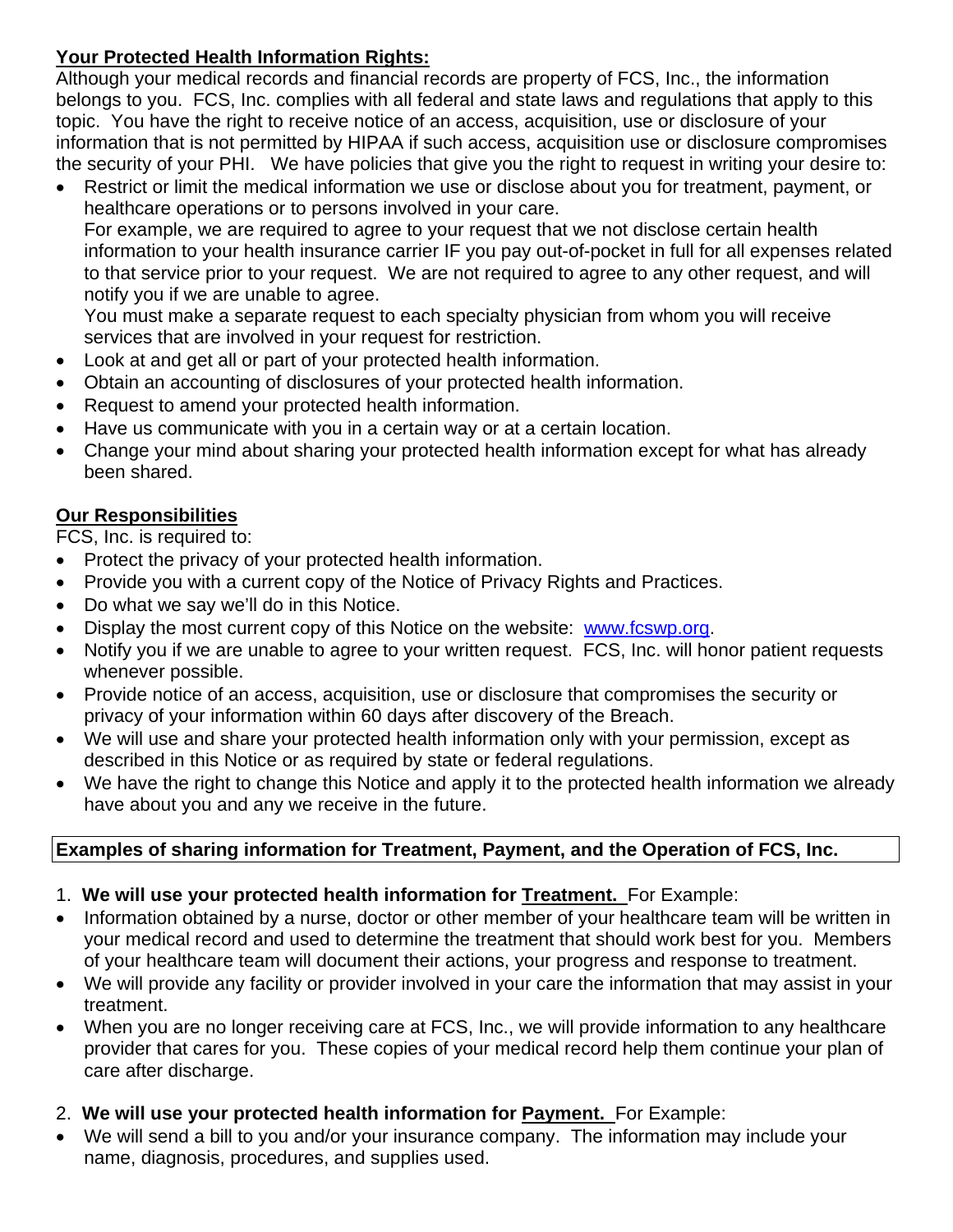## Your Protected Health Information Rights:

Although your medical records and financial records are property of FCS, Inc., the information belongs to you. FCS, Inc. complies with all federal and state laws and regulations that apply to this topic. You have the right to receive notice of an access, acquisition, use or disclosure of your information that is not permitted by HIPAA if such access, acquisition use or disclosure compromises the security of your PHI. We have policies that give you the right to request in writing your desire to:

- Restrict or limit the medical information we use or disclose about you for treatment, payment, or healthcare operations or to persons involved in your care.
  For example, we are required to agree to your request that we not disclose certain health information to your health insurance carrier IF you pay out-of-pocket in full for all expenses related to that service prior to your request. We are not required to agree to any other request, and will notify you if we are unable to agree.
  You must make a separate request to each specialty physician from whom you will receive services that are involved in your request for restriction.
- Look at and get all or part of your protected health information.
- Obtain an accounting of disclosures of your protected health information.
- Request to amend your protected health information.
- Have us communicate with you in a certain way or at a certain location.
- Change your mind about sharing your protected health information except for what has already been shared.

## Our Responsibilities

FCS, Inc. is required to:

- Protect the privacy of your protected health information.
- Provide you with a current copy of the Notice of Privacy Rights and Practices.
- Do what we say we'll do in this Notice.
- Display the most current copy of this Notice on the website: www.fcswp.org.
- Notify you if we are unable to agree to your written request. FCS, Inc. will honor patient requests whenever possible.
- Provide notice of an access, acquisition, use or disclosure that compromises the security or privacy of your information within 60 days after discovery of the Breach.
- We will use and share your protected health information only with your permission, except as described in this Notice or as required by state or federal regulations.
- We have the right to change this Notice and apply it to the protected health information we already have about you and any we receive in the future.

## Examples of sharing information for Treatment, Payment, and the Operation of FCS, Inc.

1. **We will use your protected health information for Treatment.** For Example:

- Information obtained by a nurse, doctor or other member of your healthcare team will be written in your medical record and used to determine the treatment that should work best for you. Members of your healthcare team will document their actions, your progress and response to treatment.
- We will provide any facility or provider involved in your care the information that may assist in your treatment.
- When you are no longer receiving care at FCS, Inc., we will provide information to any healthcare provider that cares for you. These copies of your medical record help them continue your plan of care after discharge.

2. **We will use your protected health information for Payment.** For Example:

- We will send a bill to you and/or your insurance company. The information may include your name, diagnosis, procedures, and supplies used.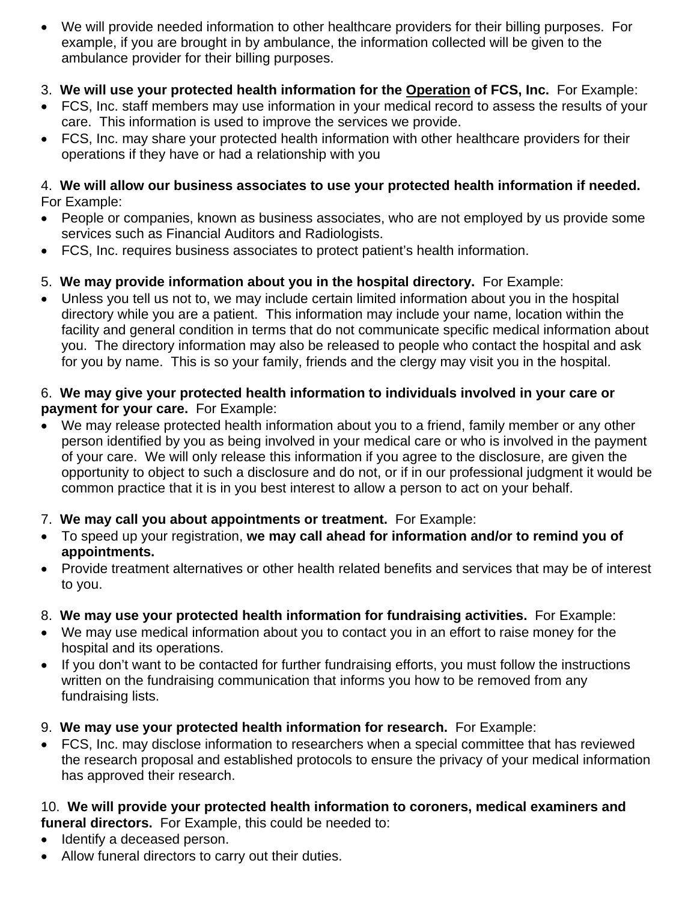- We will provide needed information to other healthcare providers for their billing purposes. For example, if you are brought in by ambulance, the information collected will be given to the ambulance provider for their billing purposes.

3. **We will use your protected health information for the <u>Operation</u> of FCS, Inc.** For Example:

- FCS, Inc. staff members may use information in your medical record to assess the results of your care. This information is used to improve the services we provide.
- FCS, Inc. may share your protected health information with other healthcare providers for their operations if they have or had a relationship with you

4. **We will allow our business associates to use your protected health information if needed.** For Example:

- People or companies, known as business associates, who are not employed by us provide some services such as Financial Auditors and Radiologists.
- FCS, Inc. requires business associates to protect patient's health information.

5. **We may provide information about you in the hospital directory.** For Example:

- Unless you tell us not to, we may include certain limited information about you in the hospital directory while you are a patient. This information may include your name, location within the facility and general condition in terms that do not communicate specific medical information about you. The directory information may also be released to people who contact the hospital and ask for you by name. This is so your family, friends and the clergy may visit you in the hospital.

6. **We may give your protected health information to individuals involved in your care or payment for your care.** For Example:

- We may release protected health information about you to a friend, family member or any other person identified by you as being involved in your medical care or who is involved in the payment of your care. We will only release this information if you agree to the disclosure, are given the opportunity to object to such a disclosure and do not, or if in our professional judgment it would be common practice that it is in you best interest to allow a person to act on your behalf.

7. **We may call you about appointments or treatment.** For Example:

- To speed up your registration, **we may call ahead for information and/or to remind you of appointments.**
- Provide treatment alternatives or other health related benefits and services that may be of interest to you.

8. **We may use your protected health information for fundraising activities.** For Example:

- We may use medical information about you to contact you in an effort to raise money for the hospital and its operations.
- If you don't want to be contacted for further fundraising efforts, you must follow the instructions written on the fundraising communication that informs you how to be removed from any fundraising lists.

9. **We may use your protected health information for research.** For Example:

- FCS, Inc. may disclose information to researchers when a special committee that has reviewed the research proposal and established protocols to ensure the privacy of your medical information has approved their research.

10. **We will provide your protected health information to coroners, medical examiners and funeral directors.** For Example, this could be needed to:

- Identify a deceased person.
- Allow funeral directors to carry out their duties.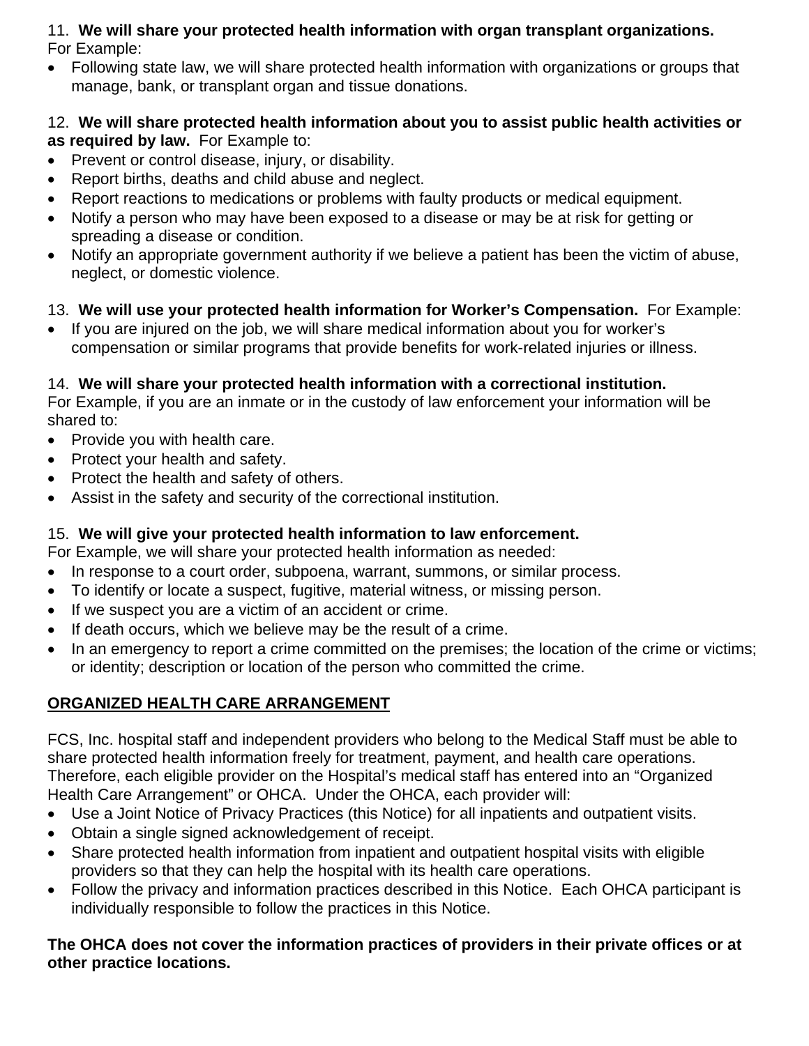11. **We will share your protected health information with organ transplant organizations.** For Example:

- Following state law, we will share protected health information with organizations or groups that manage, bank, or transplant organ and tissue donations.

12. **We will share protected health information about you to assist public health activities or as required by law.** For Example to:

- Prevent or control disease, injury, or disability.
- Report births, deaths and child abuse and neglect.
- Report reactions to medications or problems with faulty products or medical equipment.
- Notify a person who may have been exposed to a disease or may be at risk for getting or spreading a disease or condition.
- Notify an appropriate government authority if we believe a patient has been the victim of abuse, neglect, or domestic violence.

13. **We will use your protected health information for Worker's Compensation.** For Example:

- If you are injured on the job, we will share medical information about you for worker's compensation or similar programs that provide benefits for work-related injuries or illness.

14. **We will share your protected health information with a correctional institution.** For Example, if you are an inmate or in the custody of law enforcement your information will be shared to:

- Provide you with health care.
- Protect your health and safety.
- Protect the health and safety of others.
- Assist in the safety and security of the correctional institution.

15. **We will give your protected health information to law enforcement.** For Example, we will share your protected health information as needed:

- In response to a court order, subpoena, warrant, summons, or similar process.
- To identify or locate a suspect, fugitive, material witness, or missing person.
- If we suspect you are a victim of an accident or crime.
- If death occurs, which we believe may be the result of a crime.
- In an emergency to report a crime committed on the premises; the location of the crime or victims; or identity; description or location of the person who committed the crime.

## ORGANIZED HEALTH CARE ARRANGEMENT

FCS, Inc. hospital staff and independent providers who belong to the Medical Staff must be able to share protected health information freely for treatment, payment, and health care operations. Therefore, each eligible provider on the Hospital's medical staff has entered into an "Organized Health Care Arrangement" or OHCA. Under the OHCA, each provider will:

- Use a Joint Notice of Privacy Practices (this Notice) for all inpatients and outpatient visits.
- Obtain a single signed acknowledgement of receipt.
- Share protected health information from inpatient and outpatient hospital visits with eligible providers so that they can help the hospital with its health care operations.
- Follow the privacy and information practices described in this Notice. Each OHCA participant is individually responsible to follow the practices in this Notice.

**The OHCA does not cover the information practices of providers in their private offices or at other practice locations.**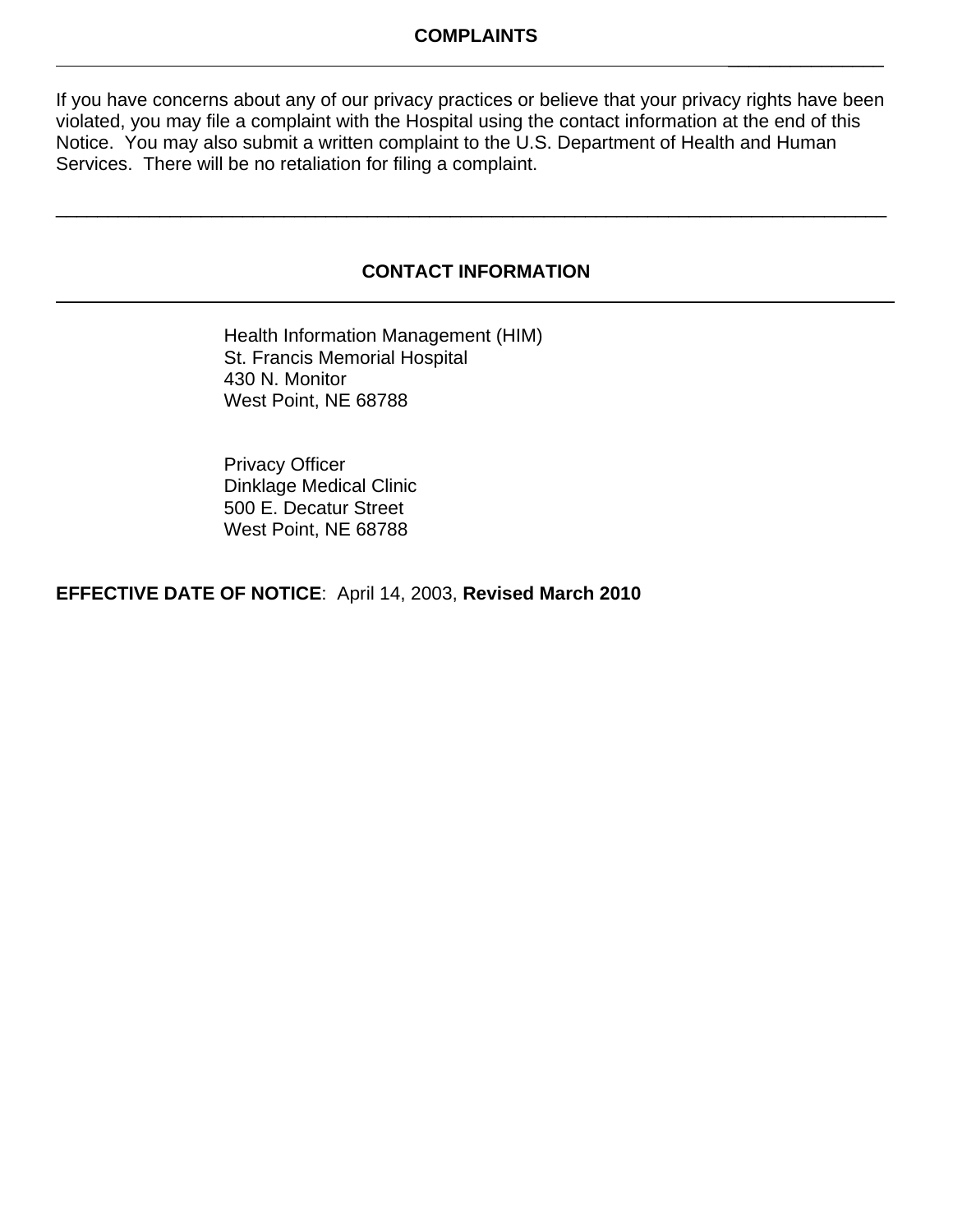## COMPLAINTS

If you have concerns about any of our privacy practices or believe that your privacy rights have been violated, you may file a complaint with the Hospital using the contact information at the end of this Notice. You may also submit a written complaint to the U.S. Department of Health and Human Services. There will be no retaliation for filing a complaint.

---

## CONTACT INFORMATION

Health Information Management (HIM)
St. Francis Memorial Hospital
430 N. Monitor
West Point, NE 68788

Privacy Officer
Dinklage Medical Clinic
500 E. Decatur Street
West Point, NE 68788

**EFFECTIVE DATE OF NOTICE**: April 14, 2003, **Revised March 2010**